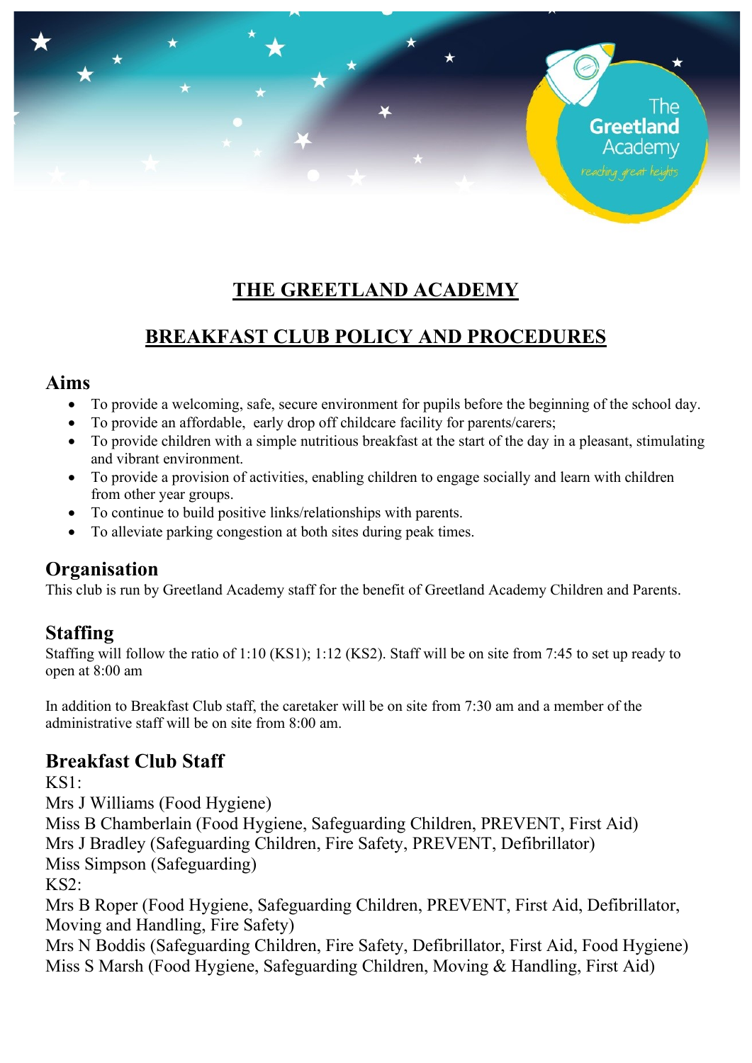# THE GREETLAND ACADEMY

## BREAKFAST CLUB POLICY AND PROCEDURES

### Aims

- To provide a welcoming, safe, secure environment for pupils before the beginning of the school day.
- To provide an affordable, early drop off childcare facility for parents/carers;
- To provide children with a simple nutritious breakfast at the start of the day in a pleasant, stimulating and vibrant environment.
- To provide a provision of activities, enabling children to engage socially and learn with children from other year groups.
- To continue to build positive links/relationships with parents.
- To alleviate parking congestion at both sites during peak times.

### Organisation

This club is run by Greetland Academy staff for the benefit of Greetland Academy Children and Parents.

### Staffing

Staffing will follow the ratio of 1:10 (KS1); 1:12 (KS2). Staff will be on site from 7:45 to set up ready to open at 8:00 am

In addition to Breakfast Club staff, the caretaker will be on site from 7:30 am and a member of the administrative staff will be on site from 8:00 am.

### Breakfast Club Staff

KS1:
Mrs J Williams (Food Hygiene)
Miss B Chamberlain (Food Hygiene, Safeguarding Children, PREVENT, First Aid)
Mrs J Bradley (Safeguarding Children, Fire Safety, PREVENT, Defibrillator)
Miss Simpson (Safeguarding)
KS2:
Mrs B Roper (Food Hygiene, Safeguarding Children, PREVENT, First Aid, Defibrillator, Moving and Handling, Fire Safety)
Mrs N Boddis (Safeguarding Children, Fire Safety, Defibrillator, First Aid, Food Hygiene)
Miss S Marsh (Food Hygiene, Safeguarding Children, Moving & Handling, First Aid)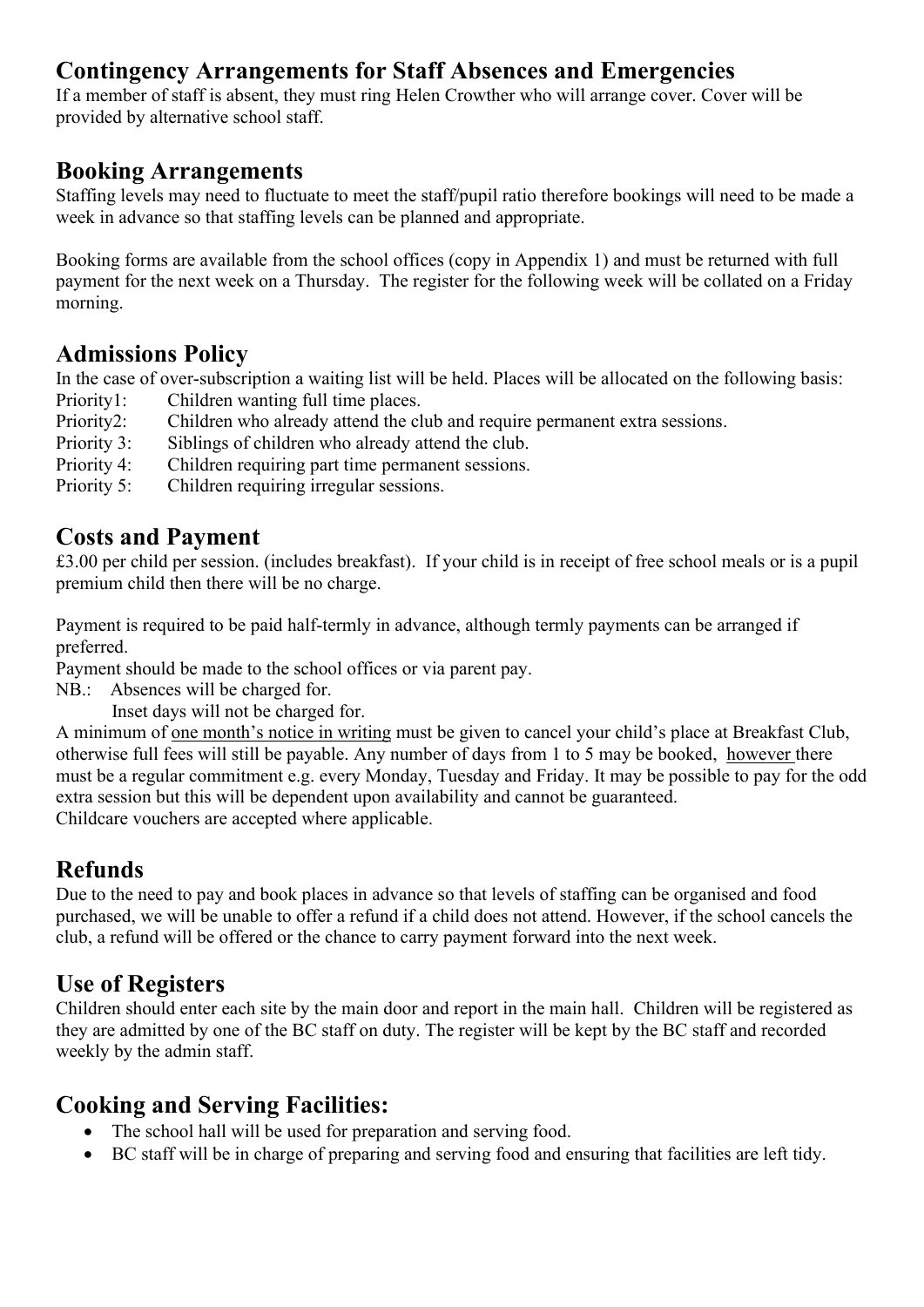## Contingency Arrangements for Staff Absences and Emergencies

If a member of staff is absent, they must ring Helen Crowther who will arrange cover. Cover will be provided by alternative school staff.

## Booking Arrangements

Staffing levels may need to fluctuate to meet the staff/pupil ratio therefore bookings will need to be made a week in advance so that staffing levels can be planned and appropriate.

Booking forms are available from the school offices (copy in Appendix 1) and must be returned with full payment for the next week on a Thursday. The register for the following week will be collated on a Friday morning.

## Admissions Policy

In the case of over-subscription a waiting list will be held. Places will be allocated on the following basis:

Priority1: Children wanting full time places.
Priority2: Children who already attend the club and require permanent extra sessions.
Priority 3: Siblings of children who already attend the club.
Priority 4: Children requiring part time permanent sessions.
Priority 5: Children requiring irregular sessions.

## Costs and Payment

£3.00 per child per session. (includes breakfast). If your child is in receipt of free school meals or is a pupil premium child then there will be no charge.

Payment is required to be paid half-termly in advance, although termly payments can be arranged if preferred.
Payment should be made to the school offices or via parent pay.
NB.: Absences will be charged for.
Inset days will not be charged for.
A minimum of one month's notice in writing must be given to cancel your child's place at Breakfast Club, otherwise full fees will still be payable. Any number of days from 1 to 5 may be booked, however there must be a regular commitment e.g. every Monday, Tuesday and Friday. It may be possible to pay for the odd extra session but this will be dependent upon availability and cannot be guaranteed.
Childcare vouchers are accepted where applicable.

## Refunds

Due to the need to pay and book places in advance so that levels of staffing can be organised and food purchased, we will be unable to offer a refund if a child does not attend. However, if the school cancels the club, a refund will be offered or the chance to carry payment forward into the next week.

## Use of Registers

Children should enter each site by the main door and report in the main hall. Children will be registered as they are admitted by one of the BC staff on duty. The register will be kept by the BC staff and recorded weekly by the admin staff.

## Cooking and Serving Facilities:

- The school hall will be used for preparation and serving food.
- BC staff will be in charge of preparing and serving food and ensuring that facilities are left tidy.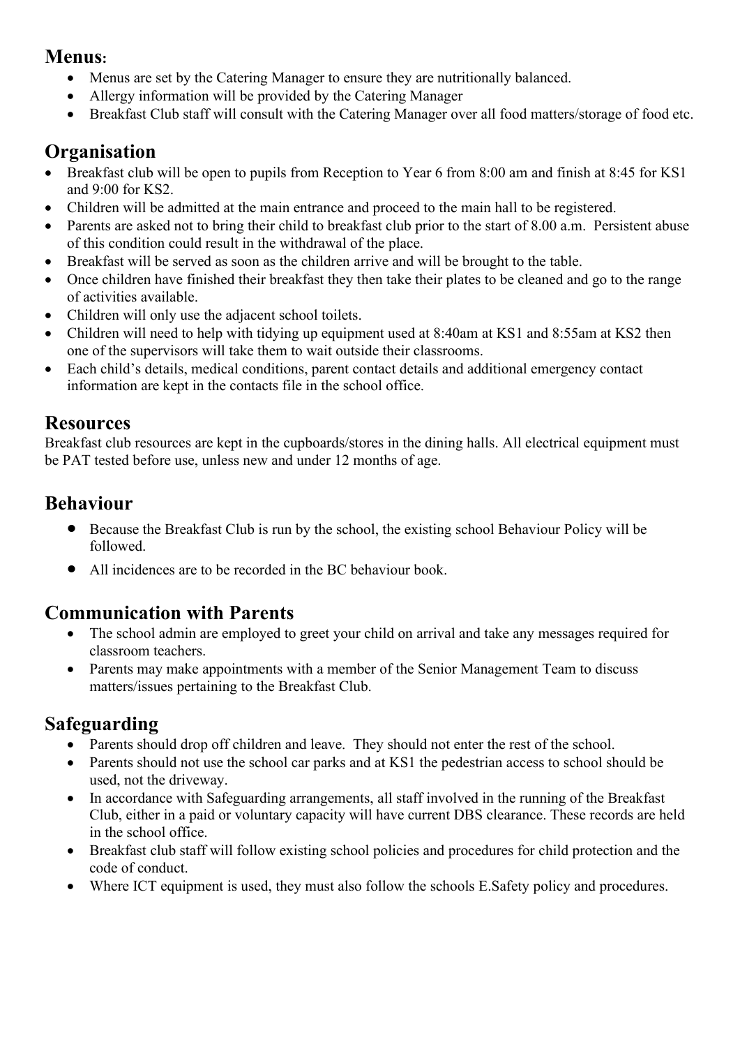## Menus:

- Menus are set by the Catering Manager to ensure they are nutritionally balanced.
- Allergy information will be provided by the Catering Manager
- Breakfast Club staff will consult with the Catering Manager over all food matters/storage of food etc.

## Organisation

- Breakfast club will be open to pupils from Reception to Year 6 from 8:00 am and finish at 8:45 for KS1 and 9:00 for KS2.
- Children will be admitted at the main entrance and proceed to the main hall to be registered.
- Parents are asked not to bring their child to breakfast club prior to the start of 8.00 a.m. Persistent abuse of this condition could result in the withdrawal of the place.
- Breakfast will be served as soon as the children arrive and will be brought to the table.
- Once children have finished their breakfast they then take their plates to be cleaned and go to the range of activities available.
- Children will only use the adjacent school toilets.
- Children will need to help with tidying up equipment used at 8:40am at KS1 and 8:55am at KS2 then one of the supervisors will take them to wait outside their classrooms.
- Each child's details, medical conditions, parent contact details and additional emergency contact information are kept in the contacts file in the school office.

## Resources

Breakfast club resources are kept in the cupboards/stores in the dining halls. All electrical equipment must be PAT tested before use, unless new and under 12 months of age.

## Behaviour

- Because the Breakfast Club is run by the school, the existing school Behaviour Policy will be followed.
- All incidences are to be recorded in the BC behaviour book.

## Communication with Parents

- The school admin are employed to greet your child on arrival and take any messages required for classroom teachers.
- Parents may make appointments with a member of the Senior Management Team to discuss matters/issues pertaining to the Breakfast Club.

## Safeguarding

- Parents should drop off children and leave. They should not enter the rest of the school.
- Parents should not use the school car parks and at KS1 the pedestrian access to school should be used, not the driveway.
- In accordance with Safeguarding arrangements, all staff involved in the running of the Breakfast Club, either in a paid or voluntary capacity will have current DBS clearance. These records are held in the school office.
- Breakfast club staff will follow existing school policies and procedures for child protection and the code of conduct.
- Where ICT equipment is used, they must also follow the schools E.Safety policy and procedures.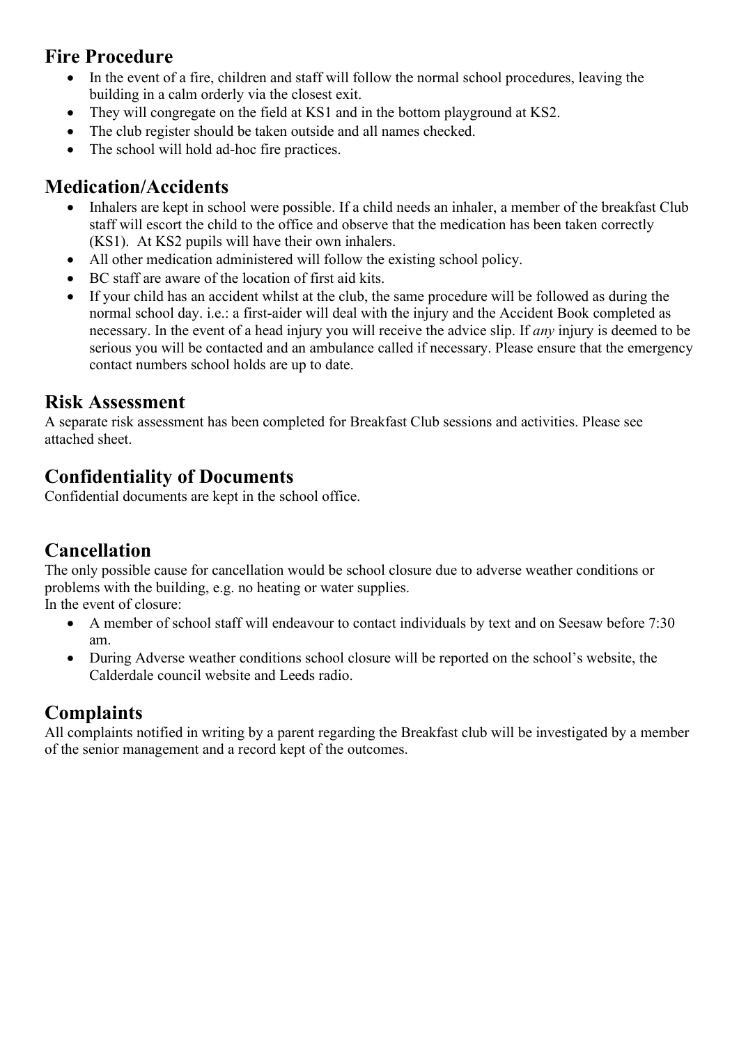## Fire Procedure

- In the event of a fire, children and staff will follow the normal school procedures, leaving the building in a calm orderly via the closest exit.
- They will congregate on the field at KS1 and in the bottom playground at KS2.
- The club register should be taken outside and all names checked.
- The school will hold ad-hoc fire practices.

## Medication/Accidents

- Inhalers are kept in school were possible. If a child needs an inhaler, a member of the breakfast Club staff will escort the child to the office and observe that the medication has been taken correctly (KS1). At KS2 pupils will have their own inhalers.
- All other medication administered will follow the existing school policy.
- BC staff are aware of the location of first aid kits.
- If your child has an accident whilst at the club, the same procedure will be followed as during the normal school day. i.e.: a first-aider will deal with the injury and the Accident Book completed as necessary. In the event of a head injury you will receive the advice slip. If *any* injury is deemed to be serious you will be contacted and an ambulance called if necessary. Please ensure that the emergency contact numbers school holds are up to date.

## Risk Assessment

A separate risk assessment has been completed for Breakfast Club sessions and activities. Please see attached sheet.

## Confidentiality of Documents

Confidential documents are kept in the school office.

## Cancellation

The only possible cause for cancellation would be school closure due to adverse weather conditions or problems with the building, e.g. no heating or water supplies.
In the event of closure:

- A member of school staff will endeavour to contact individuals by text and on Seesaw before 7:30 am.
- During Adverse weather conditions school closure will be reported on the school's website, the Calderdale council website and Leeds radio.

## Complaints

All complaints notified in writing by a parent regarding the Breakfast club will be investigated by a member of the senior management and a record kept of the outcomes.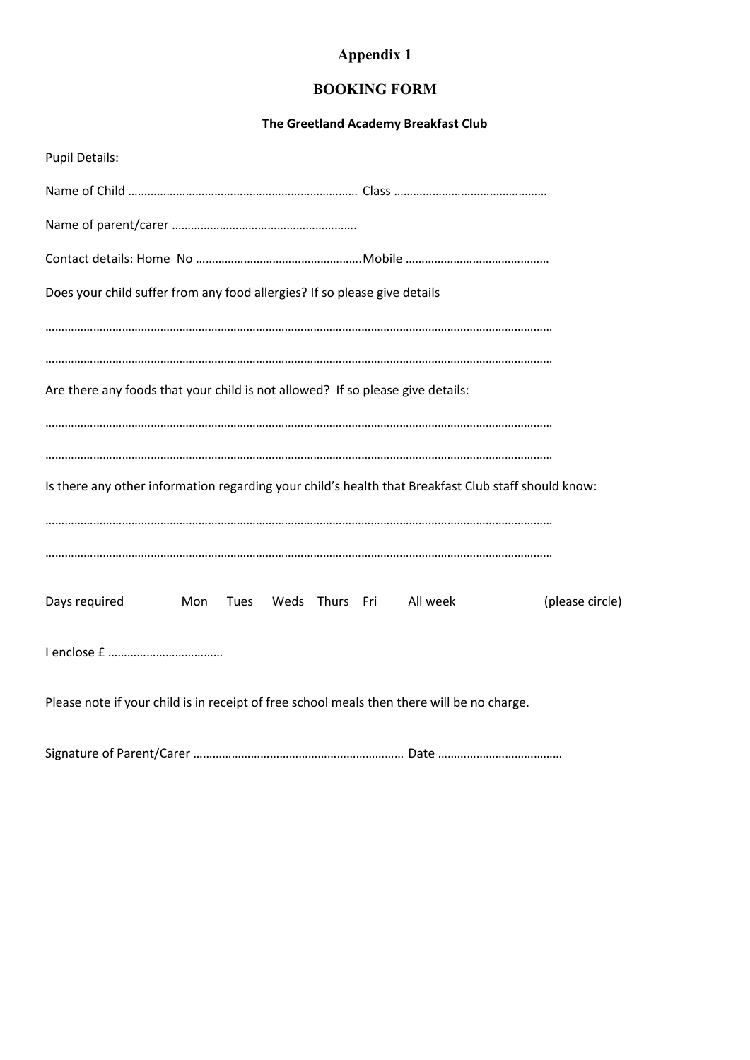# Appendix 1

## BOOKING FORM

### The Greetland Academy Breakfast Club

Pupil Details:

Name of Child ……………………………………………………………… Class …………………………………………

Name of parent/carer ………………………………………………….

Contact details: Home No …………………………………………….Mobile ………………………………………

Does your child suffer from any food allergies? If so please give details

…………………………………………………………………………………………………………………………………………

…………………………………………………………………………………………………………………………………………

Are there any foods that your child is not allowed? If so please give details:

…………………………………………………………………………………………………………………………………………

…………………………………………………………………………………………………………………………………………

Is there any other information regarding your child's health that Breakfast Club staff should know:

…………………………………………………………………………………………………………………………………………

…………………………………………………………………………………………………………………………………………

Days required Mon Tues Weds Thurs Fri All week (please circle)

I enclose £ ………………………………

Please note if your child is in receipt of free school meals then there will be no charge.

Signature of Parent/Carer ………………………………………………………… Date …………………………………